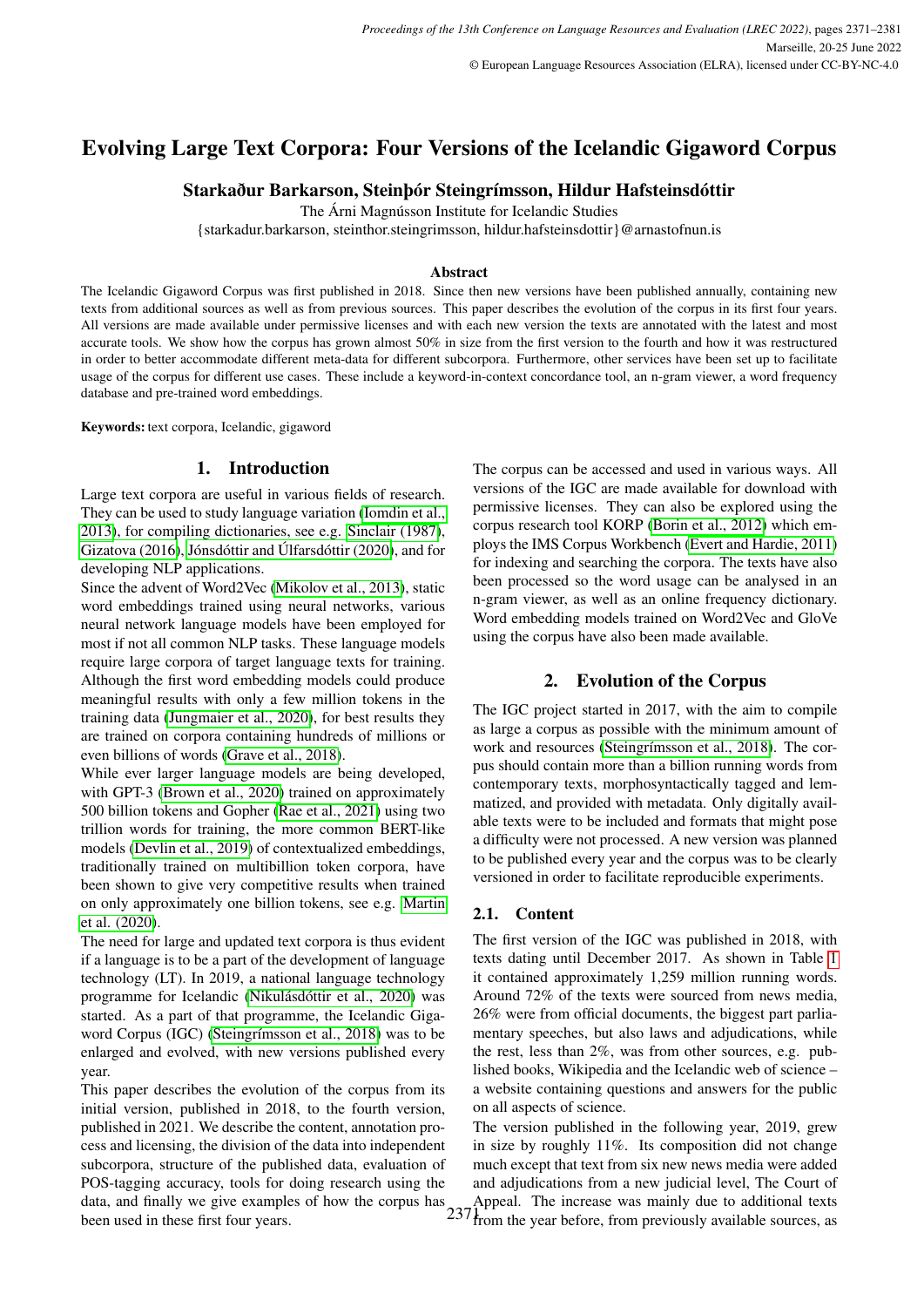# Evolving Large Text Corpora: Four Versions of the Icelandic Gigaword Corpus

**Starkaður Barkarson, Steinþór Steingrímsson, Hildur Hafsteinsdóttir**

The Árni Magnússon Institute for Icelandic Studies

{starkadur.barkarson, steinthor.steingrimsson, hildur.hafsteinsdottir}@arnastofnun.is

### Abstract

The Icelandic Gigaword Corpus was first published in 2018. Since then new versions have been published annually, containing new texts from additional sources as well as from previous sources. This paper describes the evolution of the corpus in its first four years. All versions are made available under permissive licenses and with each new version the texts are annotated with the latest and most accurate tools. We show how the corpus has grown almost 50% in size from the first version to the fourth and how it was restructured in order to better accommodate different meta-data for different subcorpora. Furthermore, other services have been set up to facilitate usage of the corpus for different use cases. These include a keyword-in-context concordance tool, an n-gram viewer, a word frequency database and pre-trained word embeddings.

**Keywords:** text corpora, Icelandic, gigaword

## 1. Introduction

Large text corpora are useful in various fields of research. They can be used to study language variation (Iomdin et al., 2013), for compiling dictionaries, see e.g. Sinclair (1987), Gizatova (2016), Jónsdóttir and Úlfarsdóttir (2020), and for developing NLP applications.

Since the advent of Word2Vec (Mikolov et al., 2013), static word embeddings trained using neural networks, various neural network language models have been employed for most if not all common NLP tasks. These language models require large corpora of target language texts for training. Although the first word embedding models could produce meaningful results with only a few million tokens in the training data (Jungmaier et al., 2020), for best results they are trained on corpora containing hundreds of millions or even billions of words (Grave et al., 2018).

While ever larger language models are being developed, with GPT-3 (Brown et al., 2020) trained on approximately 500 billion tokens and Gopher (Rae et al., 2021) using two trillion words for training, the more common BERT-like models (Devlin et al., 2019) of contextualized embeddings, traditionally trained on multibillion token corpora, have been shown to give very competitive results when trained on only approximately one billion tokens, see e.g. Martin et al. (2020).

The need for large and updated text corpora is thus evident if a language is to be a part of the development of language technology (LT). In 2019, a national language technology programme for Icelandic (Nikulásdóttir et al., 2020) was started. As a part of that programme, the Icelandic Gigaword Corpus (IGC) (Steingrímsson et al., 2018) was to be enlarged and evolved, with new versions published every year.

This paper describes the evolution of the corpus from its initial version, published in 2018, to the fourth version, published in 2021. We describe the content, annotation process and licensing, the division of the data into independent subcorpora, structure of the published data, evaluation of POS-tagging accuracy, tools for doing research using the data, and finally we give examples of how the corpus has been used in these first four years.

The corpus can be accessed and used in various ways. All versions of the IGC are made available for download with permissive licenses. They can also be explored using the corpus research tool KORP (Borin et al., 2012) which employs the IMS Corpus Workbench (Evert and Hardie, 2011) for indexing and searching the corpora. The texts have also been processed so the word usage can be analysed in an n-gram viewer, as well as an online frequency dictionary. Word embedding models trained on Word2Vec and GloVe using the corpus have also been made available.

## 2. Evolution of the Corpus

The IGC project started in 2017, with the aim to compile as large a corpus as possible with the minimum amount of work and resources (Steingrímsson et al., 2018). The corpus should contain more than a billion running words from contemporary texts, morphosyntactically tagged and lemmatized, and provided with metadata. Only digitally available texts were to be included and formats that might pose a difficulty were not processed. A new version was planned to be published every year and the corpus was to be clearly versioned in order to facilitate reproducible experiments.

### 2.1. Content

The first version of the IGC was published in 2018, with texts dating until December 2017. As shown in Table 1 it contained approximately 1,259 million running words. Around 72% of the texts were sourced from news media, 26% were from official documents, the biggest part parliamentary speeches, but also laws and adjudications, while the rest, less than 2%, was from other sources, e.g. published books, Wikipedia and the Icelandic web of science – a website containing questions and answers for the public on all aspects of science.

The version published in the following year, 2019, grew in size by roughly 11%. Its composition did not change much except that text from six new news media were added and adjudications from a new judicial level, The Court of Appeal. The increase was mainly due to additional texts from the year before, from previously available sources, as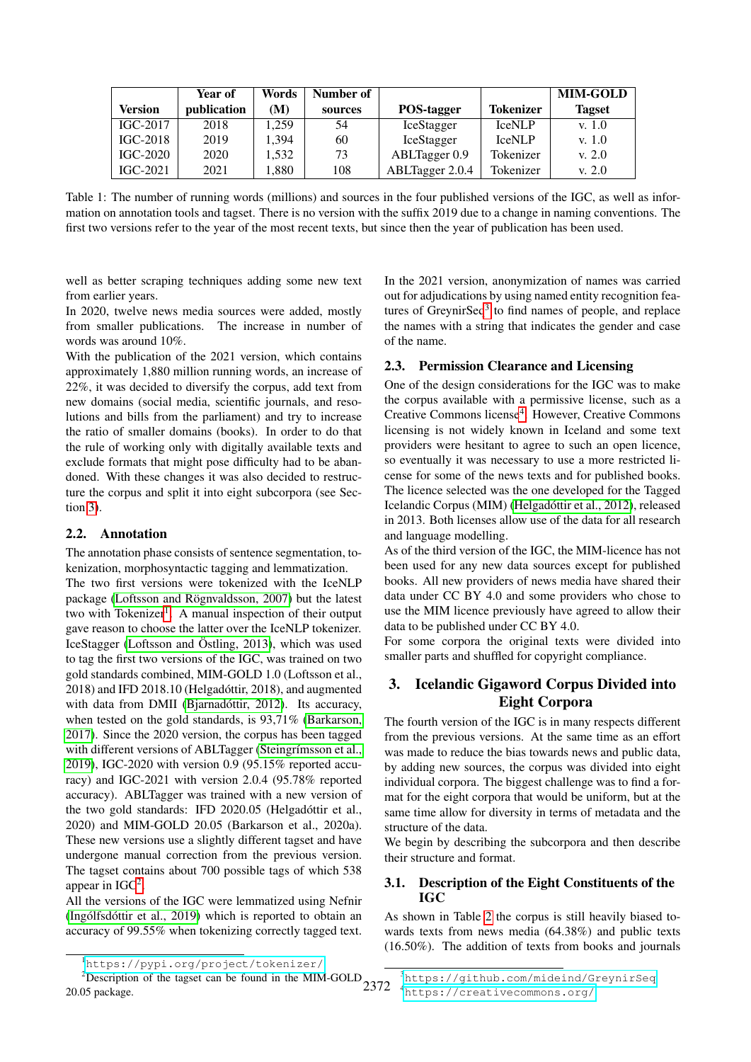| Version | Year of publication | Words (M) | Number of sources | POS-tagger | Tokenizer | MIM-GOLD Tagset |
|---|---|---|---|---|---|---|
| IGC-2017 | 2018 | 1,259 | 54 | IceStagger | IceNLP | v. 1.0 |
| IGC-2018 | 2019 | 1,394 | 60 | IceStagger | IceNLP | v. 1.0 |
| IGC-2020 | 2020 | 1,532 | 73 | ABLTagger 0.9 | Tokenizer | v. 2.0 |
| IGC-2021 | 2021 | 1,880 | 108 | ABLTagger 2.0.4 | Tokenizer | v. 2.0 |

Table 1: The number of running words (millions) and sources in the four published versions of the IGC, as well as information on annotation tools and tagset. There is no version with the suffix 2019 due to a change in naming conventions. The first two versions refer to the year of the most recent texts, but since then the year of publication has been used.

well as better scraping techniques adding some new text from earlier years.

In 2020, twelve news media sources were added, mostly from smaller publications. The increase in number of words was around 10%.

With the publication of the 2021 version, which contains approximately 1,880 million running words, an increase of 22%, it was decided to diversify the corpus, add text from new domains (social media, scientific journals, and resolutions and bills from the parliament) and try to increase the ratio of smaller domains (books). In order to do that the rule of working only with digitally available texts and exclude formats that might pose difficulty had to be abandoned. With these changes it was also decided to restructure the corpus and split it into eight subcorpora (see Section 3).

### 2.2. Annotation

The annotation phase consists of sentence segmentation, tokenization, morphosyntactic tagging and lemmatization.

The two first versions were tokenized with the IceNLP package (Loftsson and Rögnvaldsson, 2007) but the latest two with Tokenizer[1]. A manual inspection of their output gave reason to choose the latter over the IceNLP tokenizer. IceStagger (Loftsson and Östling, 2013), which was used to tag the first two versions of the IGC, was trained on two gold standards combined, MIM-GOLD 1.0 (Loftsson et al., 2018) and IFD 2018.10 (Helgadóttir, 2018), and augmented with data from DMII (Bjarnadóttir, 2012). Its accuracy, when tested on the gold standards, is 93,71% (Barkarson, 2017). Since the 2020 version, the corpus has been tagged with different versions of ABLTagger (Steingrímsson et al., 2019), IGC-2020 with version 0.9 (95.15% reported accuracy) and IGC-2021 with version 2.0.4 (95.78% reported accuracy). ABLTagger was trained with a new version of the two gold standards: IFD 2020.05 (Helgadóttir et al., 2020) and MIM-GOLD 20.05 (Barkarson et al., 2020a). These new versions use a slightly different tagset and have undergone manual correction from the previous version. The tagset contains about 700 possible tags of which 538 appear in IGC[2].

All the versions of the IGC were lemmatized using Nefnir (Ingólfsdóttir et al., 2019) which is reported to obtain an accuracy of 99.55% when tokenizing correctly tagged text.

In the 2021 version, anonymization of names was carried out for adjudications by using named entity recognition features of GreynirSeq[3] to find names of people, and replace the names with a string that indicates the gender and case of the name.

### 2.3. Permission Clearance and Licensing

One of the design considerations for the IGC was to make the corpus available with a permissive license, such as a Creative Commons license[4]. However, Creative Commons licensing is not widely known in Iceland and some text providers were hesitant to agree to such an open licence, so eventually it was necessary to use a more restricted license for some of the news texts and for published books. The licence selected was the one developed for the Tagged Icelandic Corpus (MIM) (Helgadóttir et al., 2012), released in 2013. Both licenses allow use of the data for all research and language modelling.

As of the third version of the IGC, the MIM-licence has not been used for any new data sources except for published books. All new providers of news media have shared their data under CC BY 4.0 and some providers who chose to use the MIM licence previously have agreed to allow their data to be published under CC BY 4.0.

For some corpora the original texts were divided into smaller parts and shuffled for copyright compliance.

## 3. Icelandic Gigaword Corpus Divided into Eight Corpora

The fourth version of the IGC is in many respects different from the previous versions. At the same time as an effort was made to reduce the bias towards news and public data, by adding new sources, the corpus was divided into eight individual corpora. The biggest challenge was to find a format for the eight corpora that would be uniform, but at the same time allow for diversity in terms of metadata and the structure of the data.

We begin by describing the subcorpora and then describe their structure and format.

### 3.1. Description of the Eight Constituents of the IGC

As shown in Table 2 the corpus is still heavily biased towards texts from news media (64.38%) and public texts (16.50%). The addition of texts from books and journals

[1] https://pypi.org/project/tokenizer/

[2] Description of the tagset can be found in the MIM-GOLD 20.05 package.

[3] https://github.com/mideind/GreynirSeq

[4] https://creativecommons.org/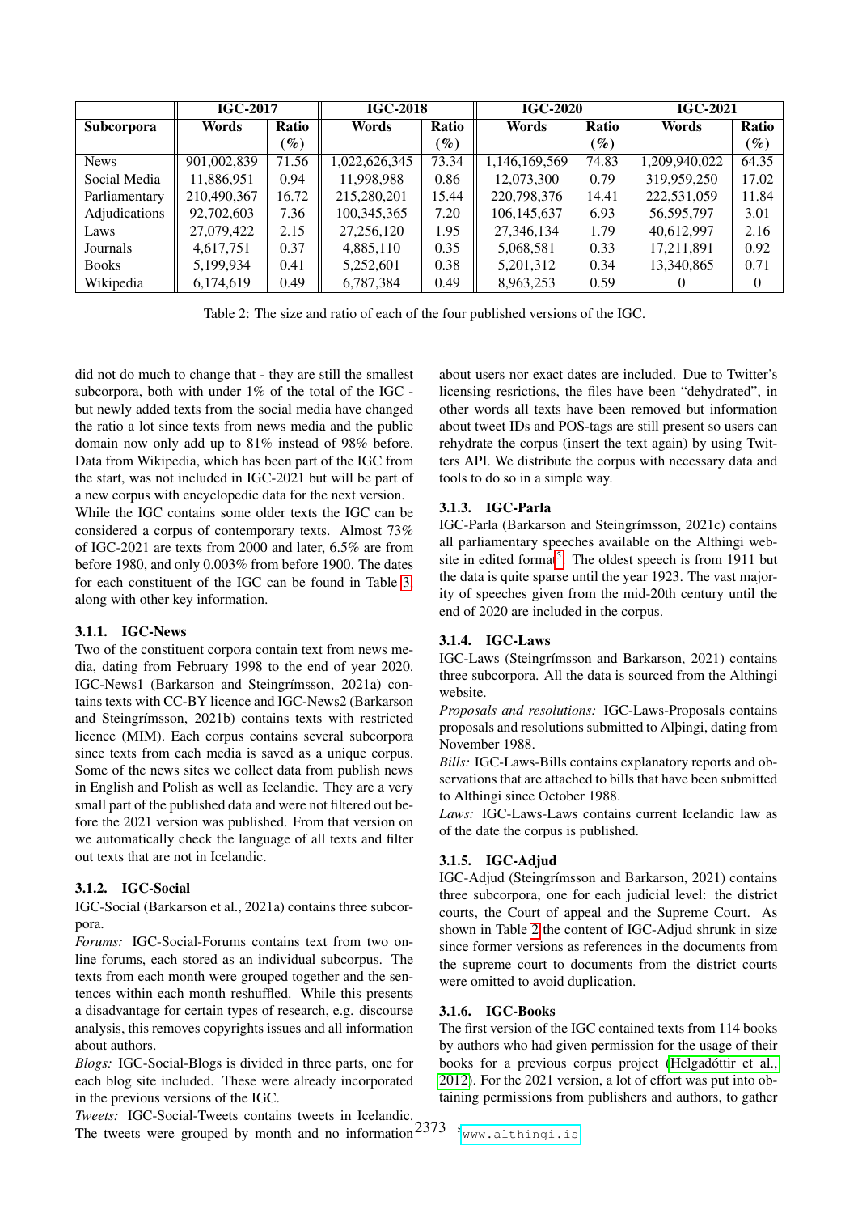| | IGC-2017 | | IGC-2018 | | IGC-2020 | | IGC-2021 | |
|---|---|---|---|---|---|---|---|---|
| **Subcorpora** | **Words** | **Ratio (%)** | **Words** | **Ratio (%)** | **Words** | **Ratio (%)** | **Words** | **Ratio (%)** |
| News | 901,002,839 | 71.56 | 1,022,626,345 | 73.34 | 1,146,169,569 | 74.83 | 1,209,940,022 | 64.35 |
| Social Media | 11,886,951 | 0.94 | 11,998,988 | 0.86 | 12,073,300 | 0.79 | 319,959,250 | 17.02 |
| Parliamentary | 210,490,367 | 16.72 | 215,280,201 | 15.44 | 220,798,376 | 14.41 | 222,531,059 | 11.84 |
| Adjudications | 92,702,603 | 7.36 | 100,345,365 | 7.20 | 106,145,637 | 6.93 | 56,595,797 | 3.01 |
| Laws | 27,079,422 | 2.15 | 27,256,120 | 1.95 | 27,346,134 | 1.79 | 40,612,997 | 2.16 |
| Journals | 4,617,751 | 0.37 | 4,885,110 | 0.35 | 5,068,581 | 0.33 | 17,211,891 | 0.92 |
| Books | 5,199,934 | 0.41 | 5,252,601 | 0.38 | 5,201,312 | 0.34 | 13,340,865 | 0.71 |
| Wikipedia | 6,174,619 | 0.49 | 6,787,384 | 0.49 | 8,963,253 | 0.59 | 0 | 0 |

Table 2: The size and ratio of each of the four published versions of the IGC.

did not do much to change that - they are still the smallest subcorpora, both with under 1% of the total of the IGC - but newly added texts from the social media have changed the ratio a lot since texts from news media and the public domain now only add up to 81% instead of 98% before. Data from Wikipedia, which has been part of the IGC from the start, was not included in IGC-2021 but will be part of a new corpus with encyclopedic data for the next version.

While the IGC contains some older texts the IGC can be considered a corpus of contemporary texts. Almost 73% of IGC-2021 are texts from 2000 and later, 6.5% are from before 1980, and only 0.003% from before 1900. The dates for each constituent of the IGC can be found in Table 3 along with other key information.

#### 3.1.1. IGC-News

Two of the constituent corpora contain text from news media, dating from February 1998 to the end of year 2020. IGC-News1 (Barkarson and Steingrímsson, 2021a) contains texts with CC-BY licence and IGC-News2 (Barkarson and Steingrímsson, 2021b) contains texts with restricted licence (MIM). Each corpus contains several subcorpora since texts from each media is saved as a unique corpus. Some of the news sites we collect data from publish news in English and Polish as well as Icelandic. They are a very small part of the published data and were not filtered out before the 2021 version was published. From that version on we automatically check the language of all texts and filter out texts that are not in Icelandic.

#### 3.1.2. IGC-Social

IGC-Social (Barkarson et al., 2021a) contains three subcorpora.

*Forums:* IGC-Social-Forums contains text from two online forums, each stored as an individual subcorpus. The texts from each month were grouped together and the sentences within each month reshuffled. While this presents a disadvantage for certain types of research, e.g. discourse analysis, this removes copyrights issues and all information about authors.

*Blogs:* IGC-Social-Blogs is divided in three parts, one for each blog site included. These were already incorporated in the previous versions of the IGC.

*Tweets:* IGC-Social-Tweets contains tweets in Icelandic. The tweets were grouped by month and no information about users nor exact dates are included. Due to Twitter's licensing resrictions, the files have been "dehydrated", in other words all texts have been removed but information about tweet IDs and POS-tags are still present so users can rehydrate the corpus (insert the text again) by using Twitters API. We distribute the corpus with necessary data and tools to do so in a simple way.

#### 3.1.3. IGC-Parla

IGC-Parla (Barkarson and Steingrímsson, 2021c) contains all parliamentary speeches available on the Althingi website in edited format[5]. The oldest speech is from 1911 but the data is quite sparse until the year 1923. The vast majority of speeches given from the mid-20th century until the end of 2020 are included in the corpus.

#### 3.1.4. IGC-Laws

IGC-Laws (Steingrímsson and Barkarson, 2021) contains three subcorpora. All the data is sourced from the Althingi website.

*Proposals and resolutions:* IGC-Laws-Proposals contains proposals and resolutions submitted to Alþingi, dating from November 1988.

*Bills:* IGC-Laws-Bills contains explanatory reports and observations that are attached to bills that have been submitted to Althingi since October 1988.

*Laws:* IGC-Laws-Laws contains current Icelandic law as of the date the corpus is published.

#### 3.1.5. IGC-Adjud

IGC-Adjud (Steingrímsson and Barkarson, 2021) contains three subcorpora, one for each judicial level: the district courts, the Court of appeal and the Supreme Court. As shown in Table 2 the content of IGC-Adjud shrunk in size since former versions as references in the documents from the supreme court to documents from the district courts were omitted to avoid duplication.

#### 3.1.6. IGC-Books

The first version of the IGC contained texts from 114 books by authors who had given permission for the usage of their books for a previous corpus project (Helgadóttir et al., 2012). For the 2021 version, a lot of effort was put into obtaining permissions from publishers and authors, to gather

[5] www.althingi.is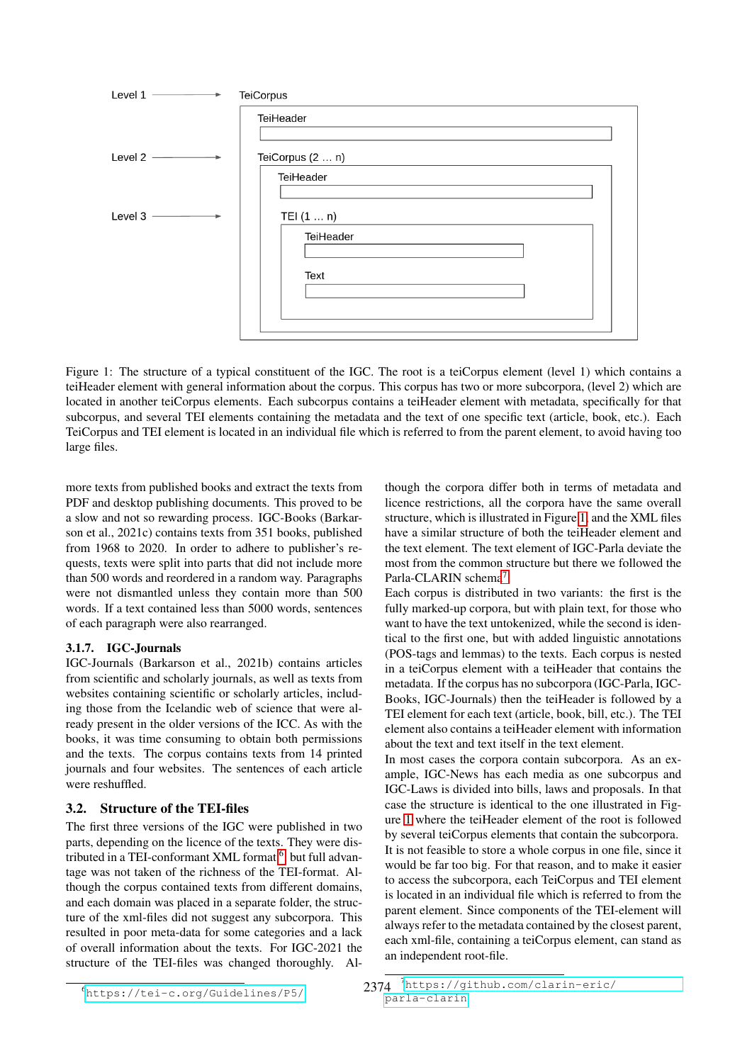Level 1 → TeiCorpus

TeiHeader

Level 2 → TeiCorpus (2 … n)

TeiHeader

Level 3 → TEI (1 … n)

TeiHeader

Text

Figure 1: The structure of a typical constituent of the IGC. The root is a teiCorpus element (level 1) which contains a teiHeader element with general information about the corpus. This corpus has two or more subcorpora, (level 2) which are located in another teiCorpus elements. Each subcorpus contains a teiHeader element with metadata, specifically for that subcorpus, and several TEI elements containing the metadata and the text of one specific text (article, book, etc.). Each TeiCorpus and TEI element is located in an individual file which is referred to from the parent element, to avoid having too large files.

more texts from published books and extract the texts from PDF and desktop publishing documents. This proved to be a slow and not so rewarding process. IGC-Books (Barkarson et al., 2021c) contains texts from 351 books, published from 1968 to 2020. In order to adhere to publisher's requests, texts were split into parts that did not include more than 500 words and reordered in a random way. Paragraphs were not dismantled unless they contain more than 500 words. If a text contained less than 5000 words, sentences of each paragraph were also rearranged.

#### 3.1.7. IGC-Journals

IGC-Journals (Barkarson et al., 2021b) contains articles from scientific and scholarly journals, as well as texts from websites containing scientific or scholarly articles, including those from the Icelandic web of science that were already present in the older versions of the ICC. As with the books, it was time consuming to obtain both permissions and the texts. The corpus contains texts from 14 printed journals and four websites. The sentences of each article were reshuffled.

### 3.2. Structure of the TEI-files

The first three versions of the IGC were published in two parts, depending on the licence of the texts. They were distributed in a TEI-conformant XML format[6] but full advantage was not taken of the richness of the TEI-format. Although the corpus contained texts from different domains, and each domain was placed in a separate folder, the structure of the xml-files did not suggest any subcorpora. This resulted in poor meta-data for some categories and a lack of overall information about the texts. For IGC-2021 the structure of the TEI-files was changed thoroughly. Although the corpora differ both in terms of metadata and licence restrictions, all the corpora have the same overall structure, which is illustrated in Figure 1, and the XML files have a similar structure of both the teiHeader element and the text element. The text element of IGC-Parla deviate the most from the common structure but there we followed the Parla-CLARIN schema[7].

Each corpus is distributed in two variants: the first is the fully marked-up corpora, but with plain text, for those who want to have the text untokenized, while the second is identical to the first one, but with added linguistic annotations (POS-tags and lemmas) to the texts. Each corpus is nested in a teiCorpus element with a teiHeader that contains the metadata. If the corpus has no subcorpora (IGC-Parla, IGC-Books, IGC-Journals) then the teiHeader is followed by a TEI element for each text (article, book, bill, etc.). The TEI element also contains a teiHeader element with information about the text and text itself in the text element.

In most cases the corpora contain subcorpora. As an example, IGC-News has each media as one subcorpus and IGC-Laws is divided into bills, laws and proposals. In that case the structure is identical to the one illustrated in Figure 1 where the teiHeader element of the root is followed by several teiCorpus elements that contain the subcorpora.

It is not feasible to store a whole corpus in one file, since it would be far too big. For that reason, and to make it easier to access the subcorpora, each TeiCorpus and TEI element is located in an individual file which is referred to from the parent element. Since components of the TEI-element will always refer to the metadata contained by the closest parent, each xml-file, containing a teiCorpus element, can stand as an independent root-file.

[6] https://tei-c.org/Guidelines/P5/

[7] https://github.com/clarin-eric/parla-clarin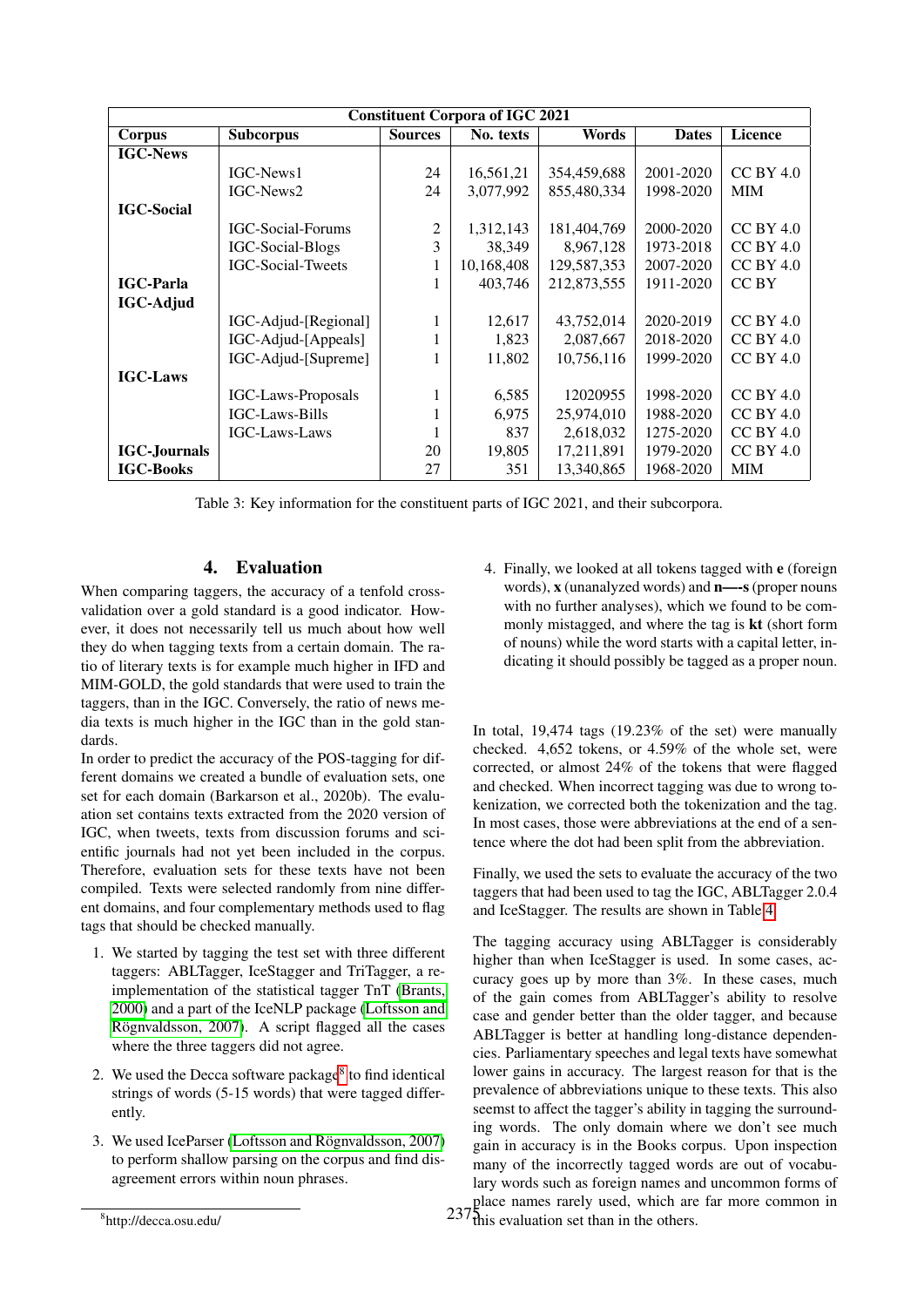| Constituent Corpora of IGC 2021 | | | | | | |
|---|---|---|---|---|---|---|
| **Corpus** | **Subcorpus** | **Sources** | **No. texts** | **Words** | **Dates** | **Licence** |
| **IGC-News** | | | | | | |
| | IGC-News1 | 24 | 16,561,21 | 354,459,688 | 2001-2020 | CC BY 4.0 |
| | IGC-News2 | 24 | 3,077,992 | 855,480,334 | 1998-2020 | MIM |
| **IGC-Social** | | | | | | |
| | IGC-Social-Forums | 2 | 1,312,143 | 181,404,769 | 2000-2020 | CC BY 4.0 |
| | IGC-Social-Blogs | 3 | 38,349 | 8,967,128 | 1973-2018 | CC BY 4.0 |
| | IGC-Social-Tweets | 1 | 10,168,408 | 129,587,353 | 2007-2020 | CC BY 4.0 |
| **IGC-Parla** | | 1 | 403,746 | 212,873,555 | 1911-2020 | CC BY |
| **IGC-Adjud** | | | | | | |
| | IGC-Adjud-[Regional] | 1 | 12,617 | 43,752,014 | 2020-2019 | CC BY 4.0 |
| | IGC-Adjud-[Appeals] | 1 | 1,823 | 2,087,667 | 2018-2020 | CC BY 4.0 |
| | IGC-Adjud-[Supreme] | 1 | 11,802 | 10,756,116 | 1999-2020 | CC BY 4.0 |
| **IGC-Laws** | | | | | | |
| | IGC-Laws-Proposals | 1 | 6,585 | 12020955 | 1998-2020 | CC BY 4.0 |
| | IGC-Laws-Bills | 1 | 6,975 | 25,974,010 | 1988-2020 | CC BY 4.0 |
| | IGC-Laws-Laws | 1 | 837 | 2,618,032 | 1275-2020 | CC BY 4.0 |
| **IGC-Journals** | | 20 | 19,805 | 17,211,891 | 1979-2020 | CC BY 4.0 |
| **IGC-Books** | | 27 | 351 | 13,340,865 | 1968-2020 | MIM |

Table 3: Key information for the constituent parts of IGC 2021, and their subcorpora.

## 4. Evaluation

When comparing taggers, the accuracy of a tenfold cross-validation over a gold standard is a good indicator. However, it does not necessarily tell us much about how well they do when tagging texts from a certain domain. The ratio of literary texts is for example much higher in IFD and MIM-GOLD, the gold standards that were used to train the taggers, than in the IGC. Conversely, the ratio of news media texts is much higher in the IGC than in the gold standards.

In order to predict the accuracy of the POS-tagging for different domains we created a bundle of evaluation sets, one set for each domain (Barkarson et al., 2020b). The evaluation set contains texts extracted from the 2020 version of IGC, when tweets, texts from discussion forums and scientific journals had not yet been included in the corpus. Therefore, evaluation sets for these texts have not been compiled. Texts were selected randomly from nine different domains, and four complementary methods used to flag tags that should be checked manually.

1. We started by tagging the test set with three different taggers: ABLTagger, IceStagger and TriTagger, a re-implementation of the statistical tagger TnT (Brants, 2000) and a part of the IceNLP package (Loftsson and Rögnvaldsson, 2007). A script flagged all the cases where the three taggers did not agree.
2. We used the Decca software package[8] to find identical strings of words (5-15 words) that were tagged differently.
3. We used IceParser (Loftsson and Rögnvaldsson, 2007) to perform shallow parsing on the corpus and find disagreement errors within noun phrases.
4. Finally, we looked at all tokens tagged with **e** (foreign words), **x** (unanalyzed words) and **n—-s** (proper nouns with no further analyses), which we found to be commonly mistagged, and where the tag is **kt** (short form of nouns) while the word starts with a capital letter, indicating it should possibly be tagged as a proper noun.

In total, 19,474 tags (19.23% of the set) were manually checked. 4,652 tokens, or 4.59% of the whole set, were corrected, or almost 24% of the tokens that were flagged and checked. When incorrect tagging was due to wrong tokenization, we corrected both the tokenization and the tag. In most cases, those were abbreviations at the end of a sentence where the dot had been split from the abbreviation.

Finally, we used the sets to evaluate the accuracy of the two taggers that had been used to tag the IGC, ABLTagger 2.0.4 and IceStagger. The results are shown in Table 4.

The tagging accuracy using ABLTagger is considerably higher than when IceStagger is used. In some cases, accuracy goes up by more than 3%. In these cases, much of the gain comes from ABLTagger's ability to resolve case and gender better than the older tagger, and because ABLTagger is better at handling long-distance dependencies. Parliamentary speeches and legal texts have somewhat lower gains in accuracy. The largest reason for that is the prevalence of abbreviations unique to these texts. This also seemst to affect the tagger's ability in tagging the surrounding words. The only domain where we don't see much gain in accuracy is in the Books corpus. Upon inspection many of the incorrectly tagged words are out of vocabulary words such as foreign names and uncommon forms of place names rarely used, which are far more common in this evaluation set than in the others.

[8] http://decca.osu.edu/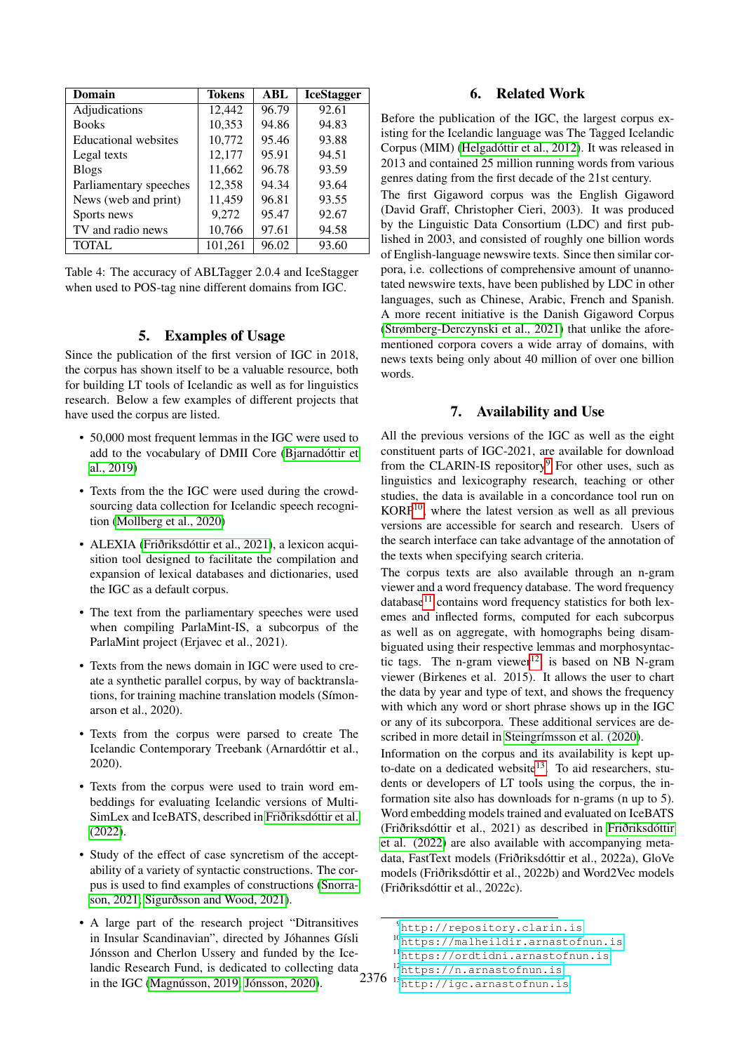| Domain | Tokens | ABL | IceStagger |
|---|---|---|---|
| Adjudications | 12,442 | 96.79 | 92.61 |
| Books | 10,353 | 94.86 | 94.83 |
| Educational websites | 10,772 | 95.46 | 93.88 |
| Legal texts | 12,177 | 95.91 | 94.51 |
| Blogs | 11,662 | 96.78 | 93.59 |
| Parliamentary speeches | 12,358 | 94.34 | 93.64 |
| News (web and print) | 11,459 | 96.81 | 93.55 |
| Sports news | 9,272 | 95.47 | 92.67 |
| TV and radio news | 10,766 | 97.61 | 94.58 |
| TOTAL | 101,261 | 96.02 | 93.60 |

Table 4: The accuracy of ABLTagger 2.0.4 and IceStagger when used to POS-tag nine different domains from IGC.

## 5. Examples of Usage

Since the publication of the first version of IGC in 2018, the corpus has shown itself to be a valuable resource, both for building LT tools of Icelandic as well as for linguistics research. Below a few examples of different projects that have used the corpus are listed.

- 50,000 most frequent lemmas in the IGC were used to add to the vocabulary of DMII Core (Bjarnadóttir et al., 2019)
- Texts from the the IGC were used during the crowd-sourcing data collection for Icelandic speech recognition (Mollberg et al., 2020)
- ALEXIA (Friðriksdóttir et al., 2021), a lexicon acquisition tool designed to facilitate the compilation and expansion of lexical databases and dictionaries, used the IGC as a default corpus.
- The text from the parliamentary speeches were used when compiling ParlaMint-IS, a subcorpus of the ParlaMint project (Erjavec et al., 2021).
- Texts from the news domain in IGC were used to create a synthetic parallel corpus, by way of backtranslations, for training machine translation models (Símonarson et al., 2020).
- Texts from the corpus were parsed to create The Icelandic Contemporary Treebank (Arnardóttir et al., 2020).
- Texts from the corpus were used to train word embeddings for evaluating Icelandic versions of Multi-SimLex and IceBATS, described in Friðriksdóttir et al. (2022).
- Study of the effect of case syncretism of the acceptability of a variety of syntactic constructions. The corpus is used to find examples of constructions (Snorrason, 2021; Sigurðsson and Wood, 2021).
- A large part of the research project "Ditransitives in Insular Scandinavian", directed by Jóhannes Gísli Jónsson and Cherlon Ussery and funded by the Icelandic Research Fund, is dedicated to collecting data in the IGC (Magnússon, 2019; Jónsson, 2020).

## 6. Related Work

Before the publication of the IGC, the largest corpus existing for the Icelandic language was The Tagged Icelandic Corpus (MIM) (Helgadóttir et al., 2012). It was released in 2013 and contained 25 million running words from various genres dating from the first decade of the 21st century.

The first Gigaword corpus was the English Gigaword (David Graff, Christopher Cieri, 2003). It was produced by the Linguistic Data Consortium (LDC) and first published in 2003, and consisted of roughly one billion words of English-language newswire texts. Since then similar corpora, i.e. collections of comprehensive amount of unannotated newswire texts, have been published by LDC in other languages, such as Chinese, Arabic, French and Spanish. A more recent initiative is the Danish Gigaword Corpus (Strømberg-Derczynski et al., 2021) that unlike the aforementioned corpora covers a wide array of domains, with news texts being only about 40 million of over one billion words.

## 7. Availability and Use

All the previous versions of the IGC as well as the eight constituent parts of IGC-2021, are available for download from the CLARIN-IS repository[9] For other uses, such as linguistics and lexicography research, teaching or other studies, the data is available in a concordance tool run on KORP[10], where the latest version as well as all previous versions are accessible for search and research. Users of the search interface can take advantage of the annotation of the texts when specifying search criteria.

The corpus texts are also available through an n-gram viewer and a word frequency database. The word frequency database[11] contains word frequency statistics for both lexemes and inflected forms, computed for each subcorpus as well as on aggregate, with homographs being disambiguated using their respective lemmas and morphosyntactic tags. The n-gram viewer[12] is based on NB N-gram viewer (Birkenes et al. 2015). It allows the user to chart the data by year and type of text, and shows the frequency with which any word or short phrase shows up in the IGC or any of its subcorpora. These additional services are described in more detail in Steingrímsson et al. (2020).

Information on the corpus and its availability is kept up-to-date on a dedicated website[13]. To aid researchers, students or developers of LT tools using the corpus, the information site also has downloads for n-grams (n up to 5). Word embedding models trained and evaluated on IceBATS (Friðriksdóttir et al., 2021) as described in Friðriksdóttir et al. (2022) are also available with accompanying metadata, FastText models (Friðriksdóttir et al., 2022a), GloVe models (Friðriksdóttir et al., 2022b) and Word2Vec models (Friðriksdóttir et al., 2022c).

[9] http://repository.clarin.is

[10] https://malheildir.arnastofnun.is

[11] https://ordtidni.arnastofnun.is

[12] https://n.arnastofnun.is

[13] http://igc.arnastofnun.is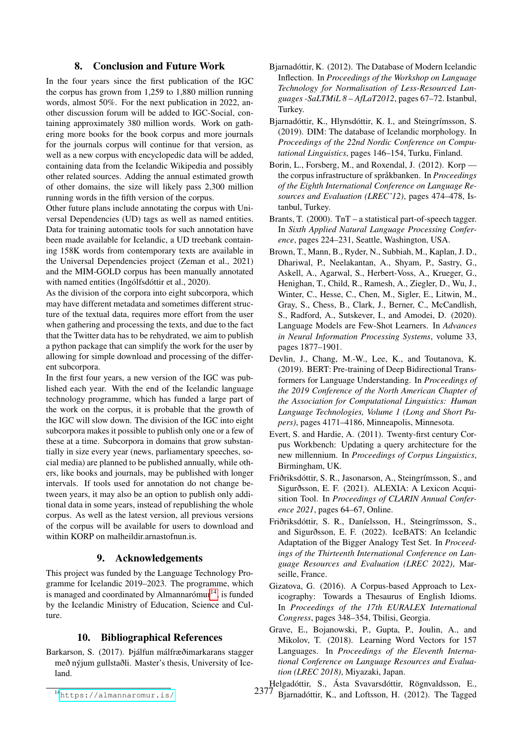## 8. Conclusion and Future Work

In the four years since the first publication of the IGC the corpus has grown from 1,259 to 1,880 million running words, almost 50%. For the next publication in 2022, another discussion forum will be added to IGC-Social, containing approximately 380 million words. Work on gathering more books for the book corpus and more journals for the journals corpus will continue for that version, as well as a new corpus with encyclopedic data will be added, containing data from the Icelandic Wikipedia and possibly other related sources. Adding the annual estimated growth of other domains, the size will likely pass 2,300 million running words in the fifth version of the corpus.

Other future plans include annotating the corpus with Universal Dependencies (UD) tags as well as named entities. Data for training automatic tools for such annotation have been made available for Icelandic, a UD treebank containing 158K words from contemporary texts are available in the Universal Dependencies project (Zeman et al., 2021) and the MIM-GOLD corpus has been manually annotated with named entities (Ingólfsdóttir et al., 2020).

As the division of the corpora into eight subcorpora, which may have different metadata and sometimes different structure of the textual data, requires more effort from the user when gathering and processing the texts, and due to the fact that the Twitter data has to be rehydrated, we aim to publish a python package that can simplify the work for the user by allowing for simple download and processing of the different subcorpora.

In the first four years, a new version of the IGC was published each year. With the end of the Icelandic language technology programme, which has funded a large part of the work on the corpus, it is probable that the growth of the IGC will slow down. The division of the IGC into eight subcorpora makes it possible to publish only one or a few of these at a time. Subcorpora in domains that grow substantially in size every year (news, parliamentary speeches, social media) are planned to be published annually, while others, like books and journals, may be published with longer intervals. If tools used for annotation do not change between years, it may also be an option to publish only additional data in some years, instead of republishing the whole corpus. As well as the latest version, all previous versions of the corpus will be available for users to download and within KORP on malheildir.arnastofnun.is.

## 9. Acknowledgements

This project was funded by the Language Technology Programme for Icelandic 2019–2023. The programme, which is managed and coordinated by Almannarómur[14], is funded by the Icelandic Ministry of Education, Science and Culture.

## 10. Bibliographical References

Barkarson, S. (2017). Þjálfun málfræðimarkarans stagger með nýjum gullstaðli. Master's thesis, University of Iceland.

Bjarnadóttir, K. (2012). The Database of Modern Icelandic Inflection. In *Proceedings of the Workshop on Language Technology for Normalisation of Less-Resourced Languages -SaLTMiL 8 – AfLaT2012*, pages 67–72. Istanbul, Turkey.

Bjarnadóttir, K., Hlynsdóttir, K. I., and Steingrímsson, S. (2019). DIM: The database of Icelandic morphology. In *Proceedings of the 22nd Nordic Conference on Computational Linguistics*, pages 146–154, Turku, Finland.

Borin, L., Forsberg, M., and Roxendal, J. (2012). Korp — the corpus infrastructure of språkbanken. In *Proceedings of the Eighth International Conference on Language Resources and Evaluation (LREC'12)*, pages 474–478, Istanbul, Turkey.

Brants, T. (2000). TnT – a statistical part-of-speech tagger. In *Sixth Applied Natural Language Processing Conference*, pages 224–231, Seattle, Washington, USA.

Brown, T., Mann, B., Ryder, N., Subbiah, M., Kaplan, J. D., Dhariwal, P., Neelakantan, A., Shyam, P., Sastry, G., Askell, A., Agarwal, S., Herbert-Voss, A., Krueger, G., Henighan, T., Child, R., Ramesh, A., Ziegler, D., Wu, J., Winter, C., Hesse, C., Chen, M., Sigler, E., Litwin, M., Gray, S., Chess, B., Clark, J., Berner, C., McCandlish, S., Radford, A., Sutskever, I., and Amodei, D. (2020). Language Models are Few-Shot Learners. In *Advances in Neural Information Processing Systems*, volume 33, pages 1877–1901.

Devlin, J., Chang, M.-W., Lee, K., and Toutanova, K. (2019). BERT: Pre-training of Deep Bidirectional Transformers for Language Understanding. In *Proceedings of the 2019 Conference of the North American Chapter of the Association for Computational Linguistics: Human Language Technologies, Volume 1 (Long and Short Papers)*, pages 4171–4186, Minneapolis, Minnesota.

Evert, S. and Hardie, A. (2011). Twenty-first century Corpus Workbench: Updating a query architecture for the new millennium. In *Proceedings of Corpus Linguistics*, Birmingham, UK.

Friðriksdóttir, S. R., Jasonarson, A., Steingrímsson, S., and Sigurðsson, E. F. (2021). ALEXIA: A Lexicon Acquisition Tool. In *Proceedings of CLARIN Annual Conference 2021*, pages 64–67, Online.

Friðriksdóttir, S. R., Daníelsson, H., Steingrímsson, S., and Sigurðsson, E. F. (2022). IceBATS: An Icelandic Adaptation of the Bigger Analogy Test Set. In *Proceedings of the Thirteenth International Conference on Language Resources and Evaluation (LREC 2022)*, Marseille, France.

Gizatova, G. (2016). A Corpus-based Approach to Lexicography: Towards a Thesaurus of English Idioms. In *Proceedings of the 17th EURALEX International Congress*, pages 348–354, Tbilisi, Georgia.

Grave, E., Bojanowski, P., Gupta, P., Joulin, A., and Mikolov, T. (2018). Learning Word Vectors for 157 Languages. In *Proceedings of the Eleventh International Conference on Language Resources and Evaluation (LREC 2018)*, Miyazaki, Japan.

Helgadóttir, S., Ásta Svavarsdóttir, Rögnvaldsson, E., Bjarnadóttir, K., and Loftsson, H. (2012). The Tagged

[14] https://almannaromur.is/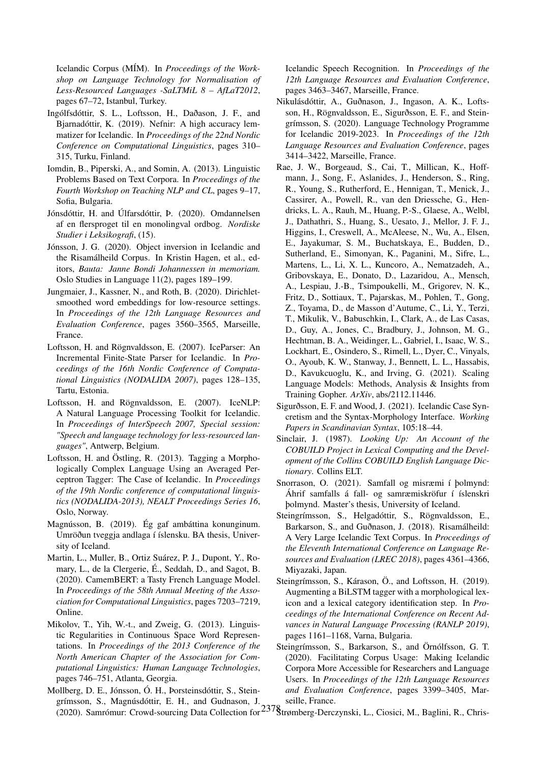Icelandic Corpus (MÍM). In *Proceedings of the Workshop on Language Technology for Normalisation of Less-Resourced Languages -SaLTMiL 8 – AfLaT2012*, pages 67–72, Istanbul, Turkey.

Ingólfsdóttir, S. L., Loftsson, H., Daðason, J. F., and Bjarnadóttir, K. (2019). Nefnir: A high accuracy lemmatizer for Icelandic. In *Proceedings of the 22nd Nordic Conference on Computational Linguistics*, pages 310–315, Turku, Finland.

Iomdin, B., Piperski, A., and Somin, A. (2013). Linguistic Problems Based on Text Corpora. In *Proceedings of the Fourth Workshop on Teaching NLP and CL*, pages 9–17, Sofia, Bulgaria.

Jónsdóttir, H. and Úlfarsdóttir, Þ. (2020). Omdannelsen af en flersproget til en monolingval ordbog. *Nordiske Studier i Leksikografi*, (15).

Jónsson, J. G. (2020). Object inversion in Icelandic and the Risamálheild Corpus. In Kristin Hagen, et al., editors, *Bauta: Janne Bondi Johannessen in memoriam.* Oslo Studies in Language 11(2), pages 189–199.

Jungmaier, J., Kassner, N., and Roth, B. (2020). Dirichlet-smoothed word embeddings for low-resource settings. In *Proceedings of the 12th Language Resources and Evaluation Conference*, pages 3560–3565, Marseille, France.

Loftsson, H. and Rögnvaldsson, E. (2007). IceParser: An Incremental Finite-State Parser for Icelandic. In *Proceedings of the 16th Nordic Conference of Computational Linguistics (NODALIDA 2007)*, pages 128–135, Tartu, Estonia.

Loftsson, H. and Rögnvaldsson, E. (2007). IceNLP: A Natural Language Processing Toolkit for Icelandic. In *Proceedings of InterSpeech 2007, Special session: "Speech and language technology for less-resourced languages"*, Antwerp, Belgium.

Loftsson, H. and Östling, R. (2013). Tagging a Morphologically Complex Language Using an Averaged Perceptron Tagger: The Case of Icelandic. In *Proceedings of the 19th Nordic conference of computational linguistics (NODALIDA-2013), NEALT Proceedings Series 16*, Oslo, Norway.

Magnússon, B. (2019). Ég gaf ambáttina konunginum. Umröðun tveggja andlaga í íslensku. BA thesis, University of Iceland.

Martin, L., Muller, B., Ortiz Suárez, P. J., Dupont, Y., Romary, L., de la Clergerie, É., Seddah, D., and Sagot, B. (2020). CamemBERT: a Tasty French Language Model. In *Proceedings of the 58th Annual Meeting of the Association for Computational Linguistics*, pages 7203–7219, Online.

Mikolov, T., Yih, W.-t., and Zweig, G. (2013). Linguistic Regularities in Continuous Space Word Representations. In *Proceedings of the 2013 Conference of the North American Chapter of the Association for Computational Linguistics: Human Language Technologies*, pages 746–751, Atlanta, Georgia.

Mollberg, D. E., Jónsson, Ó. H., Þorsteinsdóttir, S., Steingrímsson, S., Magnúsdóttir, E. H., and Gudnason, J. (2020). Samrómur: Crowd-sourcing Data Collection for Icelandic Speech Recognition. In *Proceedings of the 12th Language Resources and Evaluation Conference*, pages 3463–3467, Marseille, France.

Nikulásdóttir, A., Guðnason, J., Ingason, A. K., Loftsson, H., Rögnvaldsson, E., Sigurðsson, E. F., and Steingrímsson, S. (2020). Language Technology Programme for Icelandic 2019-2023. In *Proceedings of the 12th Language Resources and Evaluation Conference*, pages 3414–3422, Marseille, France.

Rae, J. W., Borgeaud, S., Cai, T., Millican, K., Hoffmann, J., Song, F., Aslanides, J., Henderson, S., Ring, R., Young, S., Rutherford, E., Hennigan, T., Menick, J., Cassirer, A., Powell, R., van den Driessche, G., Hendricks, L. A., Rauh, M., Huang, P.-S., Glaese, A., Welbl, J., Dathathri, S., Huang, S., Uesato, J., Mellor, J. F. J., Higgins, I., Creswell, A., McAleese, N., Wu, A., Elsen, E., Jayakumar, S. M., Buchatskaya, E., Budden, D., Sutherland, E., Simonyan, K., Paganini, M., Sifre, L., Martens, L., Li, X. L., Kuncoro, A., Nematzadeh, A., Gribovskaya, E., Donato, D., Lazaridou, A., Mensch, A., Lespiau, J.-B., Tsimpoukelli, M., Grigorev, N. K., Fritz, D., Sottiaux, T., Pajarskas, M., Pohlen, T., Gong, Z., Toyama, D., de Masson d'Autume, C., Li, Y., Terzi, T., Mikulik, V., Babuschkin, I., Clark, A., de Las Casas, D., Guy, A., Jones, C., Bradbury, J., Johnson, M. G., Hechtman, B. A., Weidinger, L., Gabriel, I., Isaac, W. S., Lockhart, E., Osindero, S., Rimell, L., Dyer, C., Vinyals, O., Ayoub, K. W., Stanway, J., Bennett, L. L., Hassabis, D., Kavukcuoglu, K., and Irving, G. (2021). Scaling Language Models: Methods, Analysis & Insights from Training Gopher. *ArXiv*, abs/2112.11446.

Sigurðsson, E. F. and Wood, J. (2021). Icelandic Case Syncretism and the Syntax-Morphology Interface. *Working Papers in Scandinavian Syntax*, 105:18–44.

Sinclair, J. (1987). *Looking Up: An Account of the COBUILD Project in Lexical Computing and the Development of the Collins COBUILD English Language Dictionary*. Collins ELT.

Snorrason, O. (2021). Samfall og misræmi í þolmynd: Áhrif samfalls á fall- og samræmiskröfur í íslenskri þolmynd. Master's thesis, University of Iceland.

Steingrímsson, S., Helgadóttir, S., Rögnvaldsson, E., Barkarson, S., and Guðnason, J. (2018). Risamálheild: A Very Large Icelandic Text Corpus. In *Proceedings of the Eleventh International Conference on Language Resources and Evaluation (LREC 2018)*, pages 4361–4366, Miyazaki, Japan.

Steingrímsson, S., Kárason, Ö., and Loftsson, H. (2019). Augmenting a BiLSTM tagger with a morphological lexicon and a lexical category identification step. In *Proceedings of the International Conference on Recent Advances in Natural Language Processing (RANLP 2019)*, pages 1161–1168, Varna, Bulgaria.

Steingrímsson, S., Barkarson, S., and Örnólfsson, G. T. (2020). Facilitating Corpus Usage: Making Icelandic Corpora More Accessible for Researchers and Language Users. In *Proceedings of the 12th Language Resources and Evaluation Conference*, pages 3399–3405, Marseille, France.

Strømberg-Derczynski, L., Ciosici, M., Baglini, R., Chris-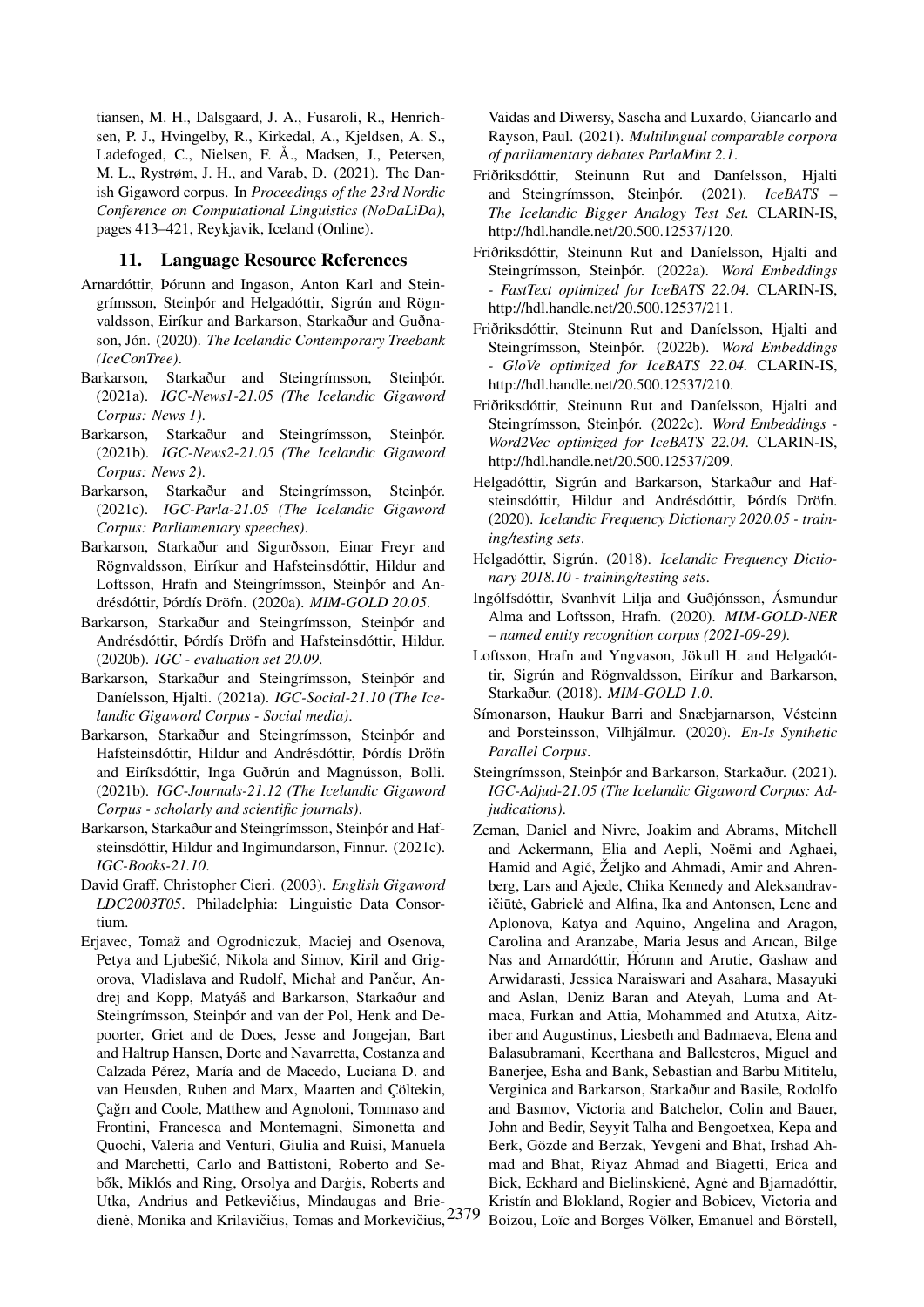tiansen, M. H., Dalsgaard, J. A., Fusaroli, R., Henrichsen, P. J., Hvingelby, R., Kirkedal, A., Kjeldsen, A. S., Ladefoged, C., Nielsen, F. Å., Madsen, J., Petersen, M. L., Rystrøm, J. H., and Varab, D. (2021). The Danish Gigaword corpus. In *Proceedings of the 23rd Nordic Conference on Computational Linguistics (NoDaLiDa)*, pages 413–421, Reykjavik, Iceland (Online).

## 11. Language Resource References

Arnardóttir, Þórunn and Ingason, Anton Karl and Steingrímsson, Steinþór and Helgadóttir, Sigrún and Rögnvaldsson, Eiríkur and Barkarson, Starkaður and Guðnason, Jón. (2020). *The Icelandic Contemporary Treebank (IceConTree)*.

Barkarson, Starkaður and Steingrímsson, Steinþór. (2021a). *IGC-News1-21.05 (The Icelandic Gigaword Corpus: News 1)*.

Barkarson, Starkaður and Steingrímsson, Steinþór. (2021b). *IGC-News2-21.05 (The Icelandic Gigaword Corpus: News 2)*.

Barkarson, Starkaður and Steingrímsson, Steinþór. (2021c). *IGC-Parla-21.05 (The Icelandic Gigaword Corpus: Parliamentary speeches)*.

Barkarson, Starkaður and Sigurðsson, Einar Freyr and Rögnvaldsson, Eiríkur and Hafsteinsdóttir, Hildur and Loftsson, Hrafn and Steingrímsson, Steinþór and Andrésdóttir, Þórdís Dröfn. (2020a). *MIM-GOLD 20.05*.

Barkarson, Starkaður and Steingrímsson, Steinþór and Andrésdóttir, Þórdís Dröfn and Hafsteinsdóttir, Hildur. (2020b). *IGC - evaluation set 20.09*.

Barkarson, Starkaður and Steingrímsson, Steinþór and Daníelsson, Hjalti. (2021a). *IGC-Social-21.10 (The Icelandic Gigaword Corpus - Social media)*.

Barkarson, Starkaður and Steingrímsson, Steinþór and Hafsteinsdóttir, Hildur and Andrésdóttir, Þórdís Dröfn and Eiríksdóttir, Inga Guðrún and Magnússon, Bolli. (2021b). *IGC-Journals-21.12 (The Icelandic Gigaword Corpus - scholarly and scientific journals)*.

Barkarson, Starkaður and Steingrímsson, Steinþór and Hafsteinsdóttir, Hildur and Ingimundarson, Finnur. (2021c). *IGC-Books-21.10*.

David Graff, Christopher Cieri. (2003). *English Gigaword LDC2003T05*. Philadelphia: Linguistic Data Consortium.

Erjavec, Tomaž and Ogrodniczuk, Maciej and Osenova, Petya and Ljubešić, Nikola and Simov, Kiril and Grigorova, Vladislava and Rudolf, Michał and Pančur, Andrej and Kopp, Matyáš and Barkarson, Starkaður and Steingrímsson, Steinþór and van der Pol, Henk and Depoorter, Griet and de Does, Jesse and Jongejan, Bart and Haltrup Hansen, Dorte and Navarretta, Costanza and Calzada Pérez, María and de Macedo, Luciana D. and van Heusden, Ruben and Marx, Maarten and Çöltekin, Çağrı and Coole, Matthew and Agnoloni, Tommaso and Frontini, Francesca and Montemagni, Simonetta and Quochi, Valeria and Venturi, Giulia and Ruisi, Manuela and Marchetti, Carlo and Battistoni, Roberto and Sebők, Miklós and Ring, Orsolya and Darģis, Roberts and Utka, Andrius and Petkevičius, Mindaugas and Briedienė, Monika and Krilavičius, Tomas and Morkevičius, Vaidas and Diwersy, Sascha and Luxardo, Giancarlo and Rayson, Paul. (2021). *Multilingual comparable corpora of parliamentary debates ParlaMint 2.1*.

Friðriksdóttir, Steinunn Rut and Daníelsson, Hjalti and Steingrímsson, Steinþór. (2021). *IceBATS – The Icelandic Bigger Analogy Test Set.* CLARIN-IS, http://hdl.handle.net/20.500.12537/120.

Friðriksdóttir, Steinunn Rut and Daníelsson, Hjalti and Steingrímsson, Steinþór. (2022a). *Word Embeddings - FastText optimized for IceBATS 22.04.* CLARIN-IS, http://hdl.handle.net/20.500.12537/211.

Friðriksdóttir, Steinunn Rut and Daníelsson, Hjalti and Steingrímsson, Steinþór. (2022b). *Word Embeddings - GloVe optimized for IceBATS 22.04.* CLARIN-IS, http://hdl.handle.net/20.500.12537/210.

Friðriksdóttir, Steinunn Rut and Daníelsson, Hjalti and Steingrímsson, Steinþór. (2022c). *Word Embeddings - Word2Vec optimized for IceBATS 22.04.* CLARIN-IS, http://hdl.handle.net/20.500.12537/209.

Helgadóttir, Sigrún and Barkarson, Starkaður and Hafsteinsdóttir, Hildur and Andrésdóttir, Þórdís Dröfn. (2020). *Icelandic Frequency Dictionary 2020.05 - training/testing sets*.

Helgadóttir, Sigrún. (2018). *Icelandic Frequency Dictionary 2018.10 - training/testing sets*.

Ingólfsdóttir, Svanhvít Lilja and Guðjónsson, Ásmundur Alma and Loftsson, Hrafn. (2020). *MIM-GOLD-NER – named entity recognition corpus (2021-09-29)*.

Loftsson, Hrafn and Yngvason, Jökull H. and Helgadóttir, Sigrún and Rögnvaldsson, Eiríkur and Barkarson, Starkaður. (2018). *MIM-GOLD 1.0*.

Símonarson, Haukur Barri and Snæbjarnarson, Vésteinn and Þorsteinsson, Vilhjálmur. (2020). *En-Is Synthetic Parallel Corpus*.

Steingrímsson, Steinþór and Barkarson, Starkaður. (2021). *IGC-Adjud-21.05 (The Icelandic Gigaword Corpus: Adjudications)*.

Zeman, Daniel and Nivre, Joakim and Abrams, Mitchell and Ackermann, Elia and Aepli, Noëmi and Aghaei, Hamid and Agić, Željko and Ahmadi, Amir and Ahrenberg, Lars and Ajede, Chika Kennedy and Aleksandravičiūtė, Gabrielė and Alfina, Ika and Antonsen, Lene and Aplonova, Katya and Aquino, Angelina and Aragon, Carolina and Aranzabe, Maria Jesus and Arıcan, Bilge Nas and Arnardóttir, Hórunn and Arutie, Gashaw and Arwidarasti, Jessica Naraiswari and Asahara, Masayuki and Aslan, Deniz Baran and Ateyah, Luma and Atmaca, Furkan and Attia, Mohammed and Atutxa, Aitziber and Augustinus, Liesbeth and Badmaeva, Elena and Balasubramani, Keerthana and Ballesteros, Miguel and Banerjee, Esha and Bank, Sebastian and Barbu Mititelu, Verginica and Barkarson, Starkaður and Basile, Rodolfo and Basmov, Victoria and Batchelor, Colin and Bauer, John and Bedir, Seyyit Talha and Bengoetxea, Kepa and Berk, Gözde and Berzak, Yevgeni and Bhat, Irshad Ahmad and Bhat, Riyaz Ahmad and Biagetti, Erica and Bick, Eckhard and Bielinskienė, Agnė and Bjarnadóttir, Kristín and Blokland, Rogier and Bobicev, Victoria and Boizou, Loïc and Borges Völker, Emanuel and Börstell,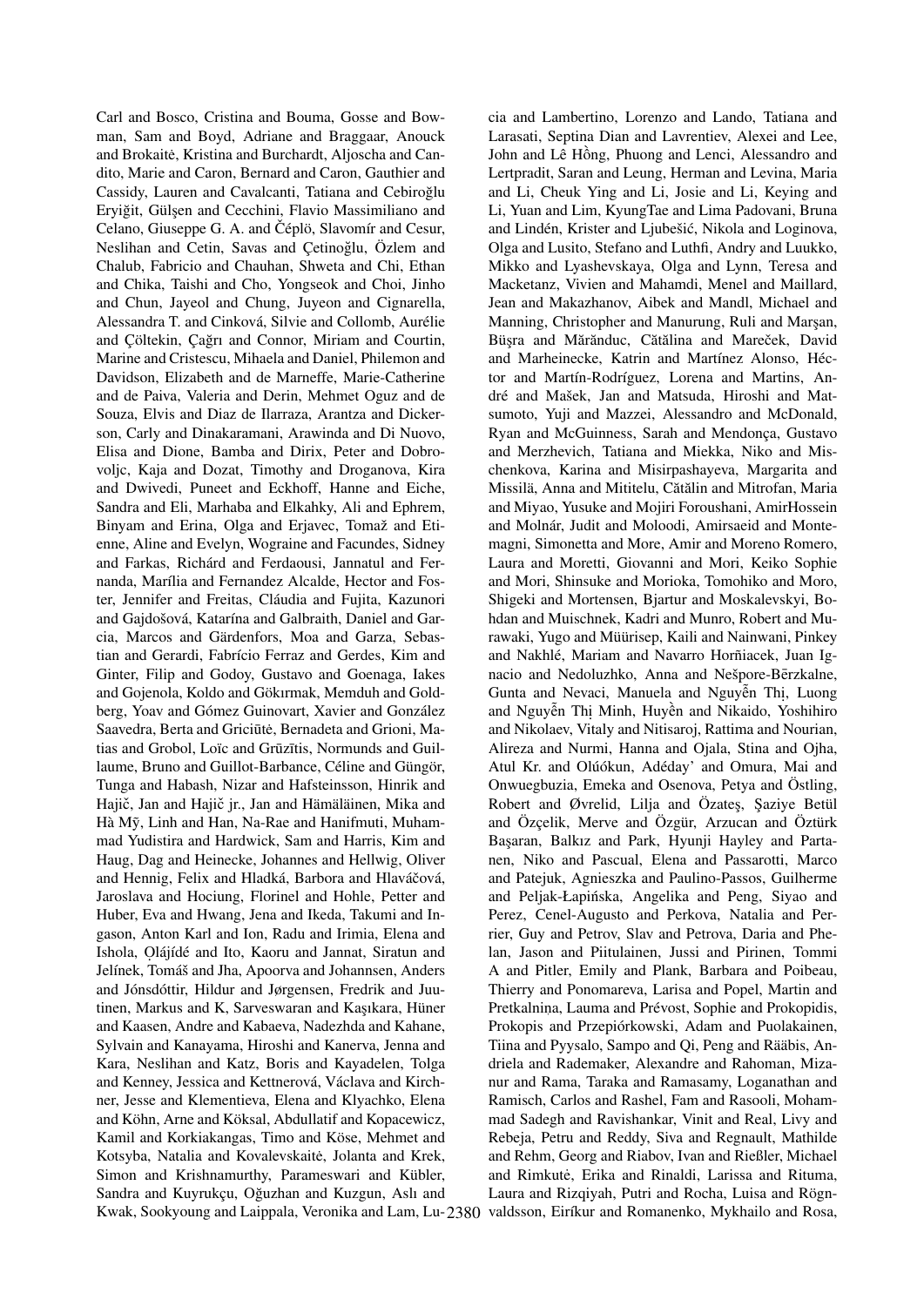Carl and Bosco, Cristina and Bouma, Gosse and Bowman, Sam and Boyd, Adriane and Braggaar, Anouck and Brokaitė, Kristina and Burchardt, Aljoscha and Candito, Marie and Caron, Bernard and Caron, Gauthier and Cassidy, Lauren and Cavalcanti, Tatiana and Cebiroğlu Eryiğit, Gülşen and Cecchini, Flavio Massimiliano and Celano, Giuseppe G. A. and Čéplö, Slavomír and Cesur, Neslihan and Cetin, Savas and Çetinoğlu, Özlem and Chalub, Fabricio and Chauhan, Shweta and Chi, Ethan and Chika, Taishi and Cho, Yongseok and Choi, Jinho and Chun, Jayeol and Chung, Juyeon and Cignarella, Alessandra T. and Cinková, Silvie and Collomb, Aurélie and Çöltekin, Çağrı and Connor, Miriam and Courtin, Marine and Cristescu, Mihaela and Daniel, Philemon and Davidson, Elizabeth and de Marneffe, Marie-Catherine and de Paiva, Valeria and Derin, Mehmet Oguz and de Souza, Elvis and Diaz de Ilarraza, Arantza and Dickerson, Carly and Dinakaramani, Arawinda and Di Nuovo, Elisa and Dione, Bamba and Dirix, Peter and Dobrovoljc, Kaja and Dozat, Timothy and Droganova, Kira and Dwivedi, Puneet and Eckhoff, Hanne and Eiche, Sandra and Eli, Marhaba and Elkahky, Ali and Ephrem, Binyam and Erina, Olga and Erjavec, Tomaž and Etienne, Aline and Evelyn, Wograine and Facundes, Sidney and Farkas, Richárd and Ferdaousi, Jannatul and Fernanda, Marília and Fernandez Alcalde, Hector and Foster, Jennifer and Freitas, Cláudia and Fujita, Kazunori and Gajdošová, Katarína and Galbraith, Daniel and Garcia, Marcos and Gärdenfors, Moa and Garza, Sebastian and Gerardi, Fabrício Ferraz and Gerdes, Kim and Ginter, Filip and Godoy, Gustavo and Goenaga, Iakes and Gojenola, Koldo and Gökırmak, Memduh and Goldberg, Yoav and Gómez Guinovart, Xavier and González Saavedra, Berta and Griciūtė, Bernadeta and Grioni, Matias and Grobol, Loïc and Grūzītis, Normunds and Guillaume, Bruno and Guillot-Barbance, Céline and Güngör, Tunga and Habash, Nizar and Hafsteinsson, Hinrik and Hajič, Jan and Hajič jr., Jan and Hämäläinen, Mika and Hà Mỹ, Linh and Han, Na-Rae and Hanifmuti, Muhammad Yudistira and Hardwick, Sam and Harris, Kim and Haug, Dag and Heinecke, Johannes and Hellwig, Oliver and Hennig, Felix and Hladká, Barbora and Hlaváčová, Jaroslava and Hociung, Florinel and Hohle, Petter and Huber, Eva and Hwang, Jena and Ikeda, Takumi and Ingason, Anton Karl and Ion, Radu and Irimia, Elena and Ishola, Ọlájídé and Ito, Kaoru and Jannat, Siratun and Jelínek, Tomáš and Jha, Apoorva and Johannsen, Anders and Jónsdóttir, Hildur and Jørgensen, Fredrik and Juutinen, Markus and K, Sarveswaran and Kaşıkara, Hüner and Kaasen, Andre and Kabaeva, Nadezhda and Kahane, Sylvain and Kanayama, Hiroshi and Kanerva, Jenna and Kara, Neslihan and Katz, Boris and Kayadelen, Tolga and Kenney, Jessica and Kettnerová, Václava and Kirchner, Jesse and Klementieva, Elena and Klyachko, Elena and Köhn, Arne and Köksal, Abdullatif and Kopacewicz, Kamil and Korkiakangas, Timo and Köse, Mehmet and Kotsyba, Natalia and Kovalevskaitė, Jolanta and Krek, Simon and Krishnamurthy, Parameswari and Kübler, Sandra and Kuyrukçu, Oğuzhan and Kuzgun, Aslı and Kwak, Sookyoung and Laippala, Veronika and Lam, Lucia and Lambertino, Lorenzo and Lando, Tatiana and Larasati, Septina Dian and Lavrentiev, Alexei and Lee, John and Lê Hồng, Phuong and Lenci, Alessandro and Lertpradit, Saran and Leung, Herman and Levina, Maria and Li, Cheuk Ying and Li, Josie and Li, Keying and Li, Yuan and Lim, KyungTae and Lima Padovani, Bruna and Lindén, Krister and Ljubešić, Nikola and Loginova, Olga and Lusito, Stefano and Luthfi, Andry and Luukko, Mikko and Lyashevskaya, Olga and Lynn, Teresa and Macketanz, Vivien and Mahamdi, Menel and Maillard, Jean and Makazhanov, Aibek and Mandl, Michael and Manning, Christopher and Manurung, Ruli and Marşan, Büşra and Mărănduc, Cătălina and Mareček, David and Marheinecke, Katrin and Martínez Alonso, Héctor and Martín-Rodríguez, Lorena and Martins, André and Mašek, Jan and Matsuda, Hiroshi and Matsumoto, Yuji and Mazzei, Alessandro and McDonald, Ryan and McGuinness, Sarah and Mendonça, Gustavo and Merzhevich, Tatiana and Miekka, Niko and Mischenkova, Karina and Misirpashayeva, Margarita and Missilä, Anna and Mititelu, Cătălin and Mitrofan, Maria and Miyao, Yusuke and Mojiri Foroushani, AmirHossein and Molnár, Judit and Moloodi, Amirsaeid and Montemagni, Simonetta and More, Amir and Moreno Romero, Laura and Moretti, Giovanni and Mori, Keiko Sophie and Mori, Shinsuke and Morioka, Tomohiko and Moro, Shigeki and Mortensen, Bjartur and Moskalevskyi, Bohdan and Muischnek, Kadri and Munro, Robert and Murawaki, Yugo and Müürisep, Kaili and Nainwani, Pinkey and Nakhlé, Mariam and Navarro Horñiacek, Juan Ignacio and Nedoluzhko, Anna and Nešpore-Bērzkalne, Gunta and Nevaci, Manuela and Nguyễn Thị, Luong and Nguyễn Thị Minh, Huyền and Nikaido, Yoshihiro and Nikolaev, Vitaly and Nitisaroj, Rattima and Nourian, Alireza and Nurmi, Hanna and Ojala, Stina and Ojha, Atul Kr. and Olúòkun, Adédayọ̀ and Omura, Mai and Onwuegbuzia, Emeka and Osenova, Petya and Östling, Robert and Øvrelid, Lilja and Özateş, Şaziye Betül and Özçelik, Merve and Özgür, Arzucan and Öztürk Başaran, Balkız and Park, Hyunji Hayley and Partanen, Niko and Pascual, Elena and Passarotti, Marco and Patejuk, Agnieszka and Paulino-Passos, Guilherme and Peljak-Łapińska, Angelika and Peng, Siyao and Perez, Cenel-Augusto and Perkova, Natalia and Perrier, Guy and Petrov, Slav and Petrova, Daria and Phelan, Jason and Piitulainen, Jussi and Pirinen, Tommi A and Pitler, Emily and Plank, Barbara and Poibeau, Thierry and Ponomareva, Larisa and Popel, Martin and Pretkalniņa, Lauma and Prévost, Sophie and Prokopidis, Prokopis and Przepiórkowski, Adam and Puolakainen, Tiina and Pyysalo, Sampo and Qi, Peng and Rääbis, Andriela and Rademaker, Alexandre and Rahoman, Mizanur and Rama, Taraka and Ramasamy, Loganathan and Ramisch, Carlos and Rashel, Fam and Rasooli, Mohammad Sadegh and Ravishankar, Vinit and Real, Livy and Rebeja, Petru and Reddy, Siva and Regnault, Mathilde and Rehm, Georg and Riabov, Ivan and Rießler, Michael and Rimkutė, Erika and Rinaldi, Larissa and Rituma, Laura and Rizqiyah, Putri and Rocha, Luisa and Rögnvaldsson, Eiríkur and Romanenko, Mykhailo and Rosa,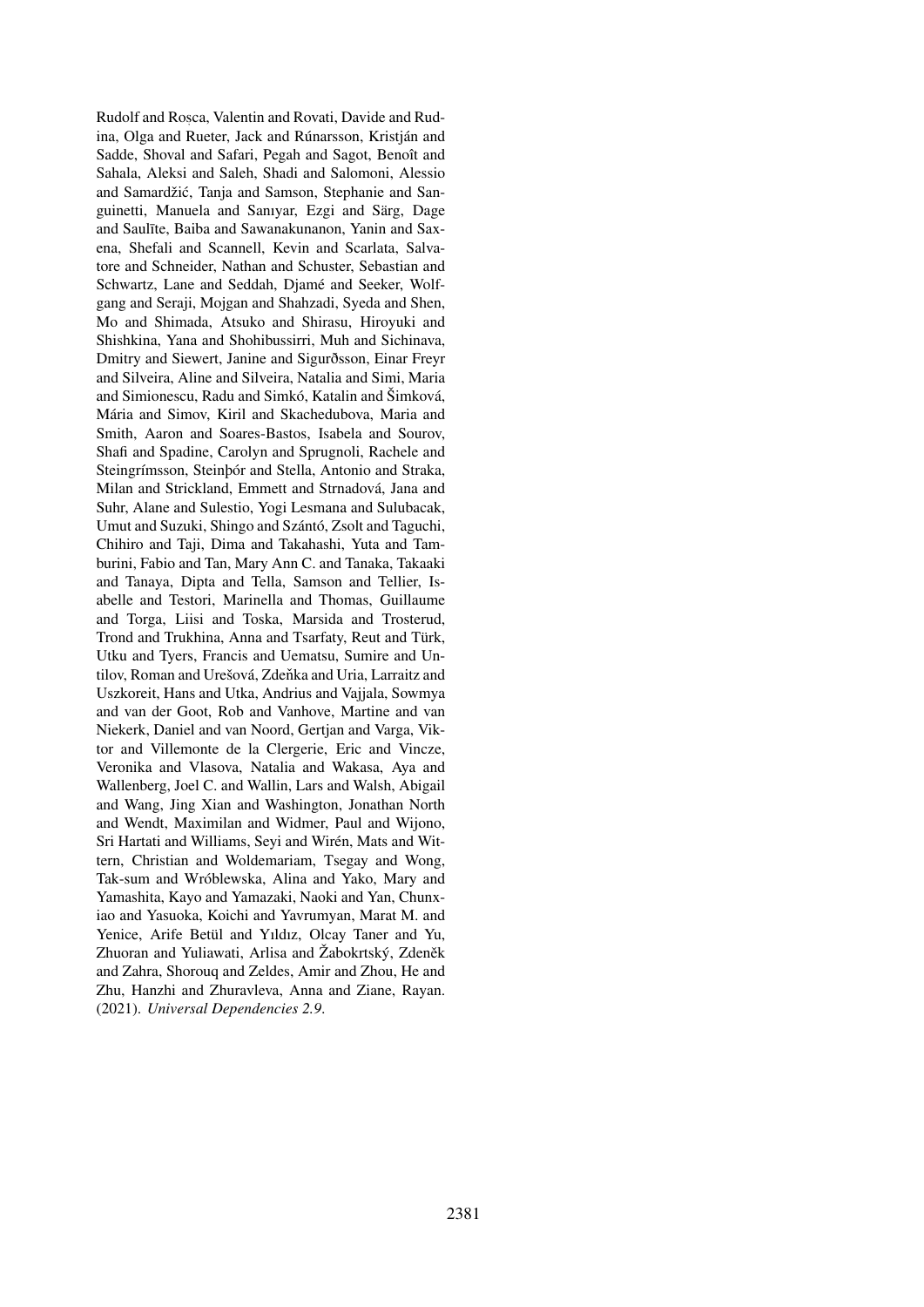Rudolf and Roșca, Valentin and Rovati, Davide and Rudina, Olga and Rueter, Jack and Rúnarsson, Kristján and Sadde, Shoval and Safari, Pegah and Sagot, Benoît and Sahala, Aleksi and Saleh, Shadi and Salomoni, Alessio and Samardžić, Tanja and Samson, Stephanie and Sanguinetti, Manuela and Sanıyar, Ezgi and Särg, Dage and Saulīte, Baiba and Sawanakunanon, Yanin and Saxena, Shefali and Scannell, Kevin and Scarlata, Salvatore and Schneider, Nathan and Schuster, Sebastian and Schwartz, Lane and Seddah, Djamé and Seeker, Wolfgang and Seraji, Mojgan and Shahzadi, Syeda and Shen, Mo and Shimada, Atsuko and Shirasu, Hiroyuki and Shishkina, Yana and Shohibussirri, Muh and Sichinava, Dmitry and Siewert, Janine and Sigurðsson, Einar Freyr and Silveira, Aline and Silveira, Natalia and Simi, Maria and Simionescu, Radu and Simkó, Katalin and Šimková, Mária and Simov, Kiril and Skachedubova, Maria and Smith, Aaron and Soares-Bastos, Isabela and Sourov, Shafi and Spadine, Carolyn and Sprugnoli, Rachele and Steingrímsson, Steinþór and Stella, Antonio and Straka, Milan and Strickland, Emmett and Strnadová, Jana and Suhr, Alane and Sulestio, Yogi Lesmana and Sulubacak, Umut and Suzuki, Shingo and Szántó, Zsolt and Taguchi, Chihiro and Taji, Dima and Takahashi, Yuta and Tamburini, Fabio and Tan, Mary Ann C. and Tanaka, Takaaki and Tanaya, Dipta and Tella, Samson and Tellier, Isabelle and Testori, Marinella and Thomas, Guillaume and Torga, Liisi and Toska, Marsida and Trosterud, Trond and Trukhina, Anna and Tsarfaty, Reut and Türk, Utku and Tyers, Francis and Uematsu, Sumire and Untilov, Roman and Urešová, Zdeňka and Uria, Larraitz and Uszkoreit, Hans and Utka, Andrius and Vajjala, Sowmya and van der Goot, Rob and Vanhove, Martine and van Niekerk, Daniel and van Noord, Gertjan and Varga, Viktor and Villemonte de la Clergerie, Eric and Vincze, Veronika and Vlasova, Natalia and Wakasa, Aya and Wallenberg, Joel C. and Wallin, Lars and Walsh, Abigail and Wang, Jing Xian and Washington, Jonathan North and Wendt, Maximilan and Widmer, Paul and Wijono, Sri Hartati and Williams, Seyi and Wirén, Mats and Wittern, Christian and Woldemariam, Tsegay and Wong, Tak-sum and Wróblewska, Alina and Yako, Mary and Yamashita, Kayo and Yamazaki, Naoki and Yan, Chunxiao and Yasuoka, Koichi and Yavrumyan, Marat M. and Yenice, Arife Betül and Yıldız, Olcay Taner and Yu, Zhuoran and Yuliawati, Arlisa and Žabokrtský, Zdeněk and Zahra, Shorouq and Zeldes, Amir and Zhou, He and Zhu, Hanzhi and Zhuravleva, Anna and Ziane, Rayan. (2021). *Universal Dependencies 2.9*.